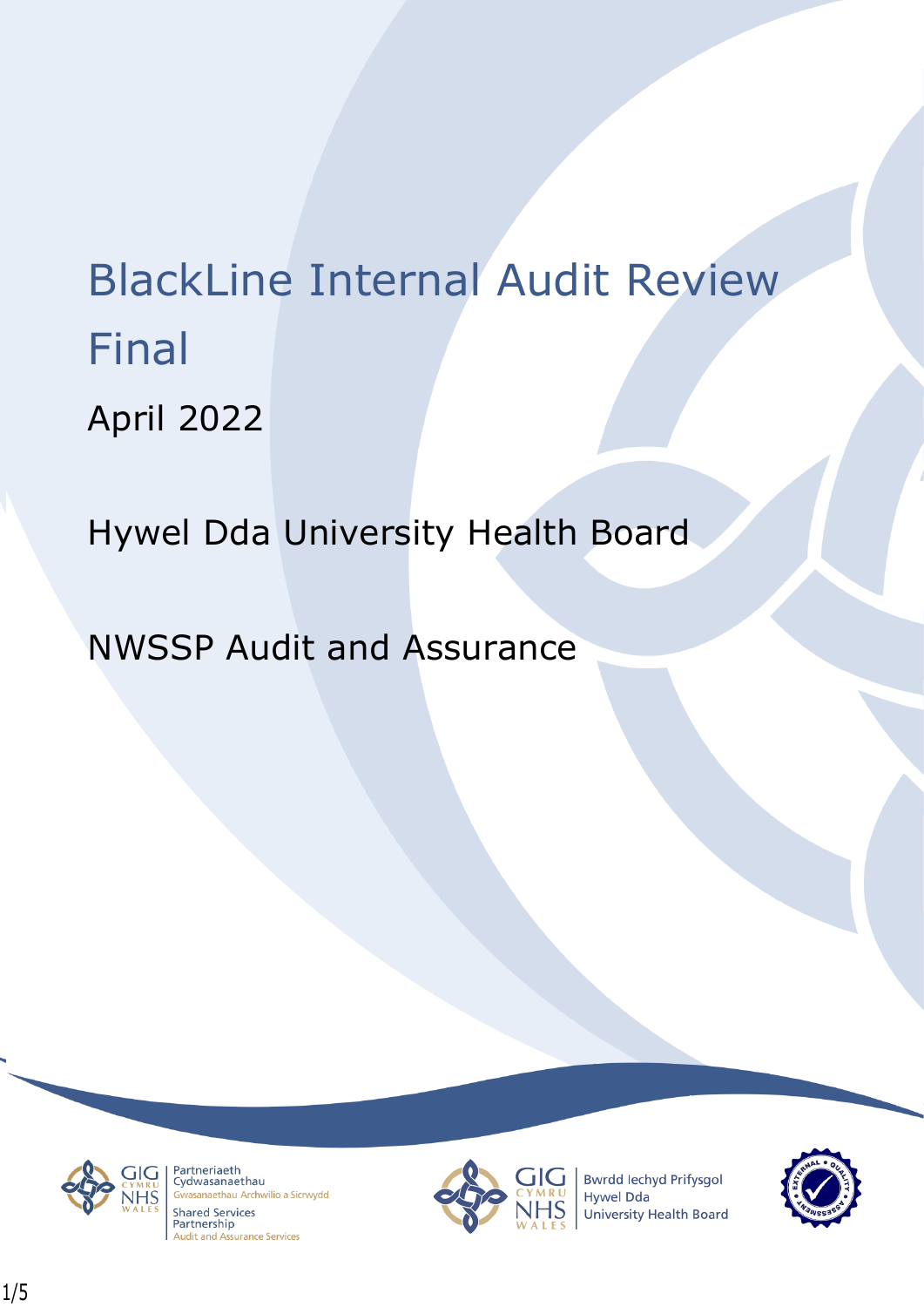# BlackLine Internal Audit Review Final

April 2022

Hywel Dda University Health Board

NWSSP Audit and Assurance

Partneriaeth Cydwasanaethau
Gwasanaethau Archwilio a Sicrwydd
Shared Services Partnership
Audit and Assurance Services

Bwrdd Iechyd Prifysgol Hywel Dda
University Health Board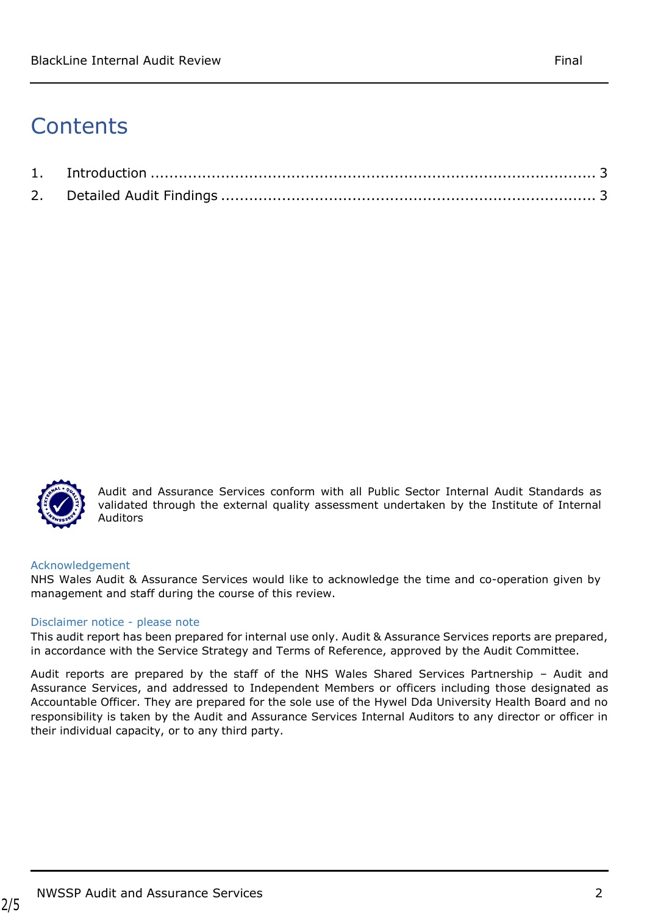# Contents

1. Introduction ........................................................................................ 3
2. Detailed Audit Findings ........................................................................ 3

Audit and Assurance Services conform with all Public Sector Internal Audit Standards as validated through the external quality assessment undertaken by the Institute of Internal Auditors

**Acknowledgement**

NHS Wales Audit & Assurance Services would like to acknowledge the time and co-operation given by management and staff during the course of this review.

**Disclaimer notice - please note**

This audit report has been prepared for internal use only. Audit & Assurance Services reports are prepared, in accordance with the Service Strategy and Terms of Reference, approved by the Audit Committee.

Audit reports are prepared by the staff of the NHS Wales Shared Services Partnership – Audit and Assurance Services, and addressed to Independent Members or officers including those designated as Accountable Officer. They are prepared for the sole use of the Hywel Dda University Health Board and no responsibility is taken by the Audit and Assurance Services Internal Auditors to any director or officer in their individual capacity, or to any third party.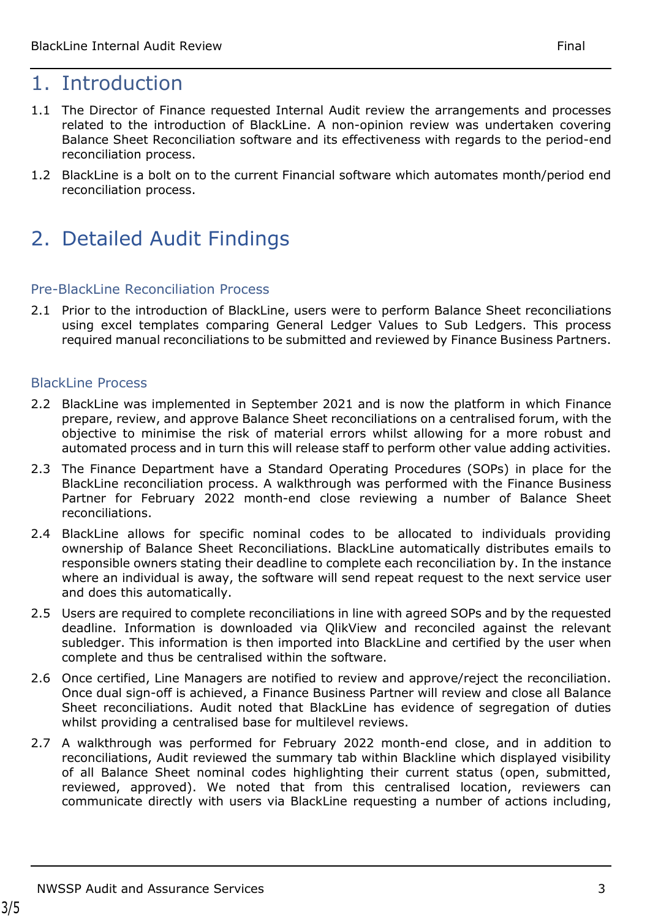## 1. Introduction

1.1 The Director of Finance requested Internal Audit review the arrangements and processes related to the introduction of BlackLine. A non-opinion review was undertaken covering Balance Sheet Reconciliation software and its effectiveness with regards to the period-end reconciliation process.

1.2 BlackLine is a bolt on to the current Financial software which automates month/period end reconciliation process.

## 2. Detailed Audit Findings

### Pre-BlackLine Reconciliation Process

2.1 Prior to the introduction of BlackLine, users were to perform Balance Sheet reconciliations using excel templates comparing General Ledger Values to Sub Ledgers. This process required manual reconciliations to be submitted and reviewed by Finance Business Partners.

### BlackLine Process

2.2 BlackLine was implemented in September 2021 and is now the platform in which Finance prepare, review, and approve Balance Sheet reconciliations on a centralised forum, with the objective to minimise the risk of material errors whilst allowing for a more robust and automated process and in turn this will release staff to perform other value adding activities.

2.3 The Finance Department have a Standard Operating Procedures (SOPs) in place for the BlackLine reconciliation process. A walkthrough was performed with the Finance Business Partner for February 2022 month-end close reviewing a number of Balance Sheet reconciliations.

2.4 BlackLine allows for specific nominal codes to be allocated to individuals providing ownership of Balance Sheet Reconciliations. BlackLine automatically distributes emails to responsible owners stating their deadline to complete each reconciliation by. In the instance where an individual is away, the software will send repeat request to the next service user and does this automatically.

2.5 Users are required to complete reconciliations in line with agreed SOPs and by the requested deadline. Information is downloaded via QlikView and reconciled against the relevant subledger. This information is then imported into BlackLine and certified by the user when complete and thus be centralised within the software.

2.6 Once certified, Line Managers are notified to review and approve/reject the reconciliation. Once dual sign-off is achieved, a Finance Business Partner will review and close all Balance Sheet reconciliations. Audit noted that BlackLine has evidence of segregation of duties whilst providing a centralised base for multilevel reviews.

2.7 A walkthrough was performed for February 2022 month-end close, and in addition to reconciliations, Audit reviewed the summary tab within Blackline which displayed visibility of all Balance Sheet nominal codes highlighting their current status (open, submitted, reviewed, approved). We noted that from this centralised location, reviewers can communicate directly with users via BlackLine requesting a number of actions including,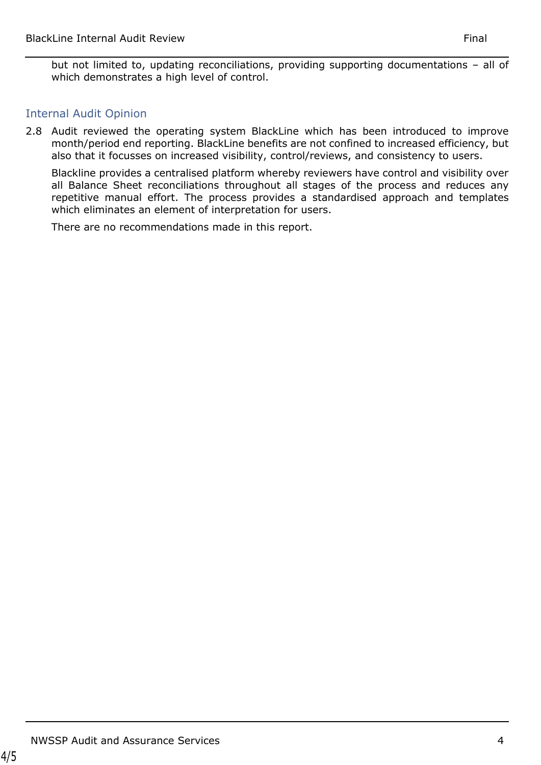but not limited to, updating reconciliations, providing supporting documentations – all of which demonstrates a high level of control.

## Internal Audit Opinion

2.8 Audit reviewed the operating system BlackLine which has been introduced to improve month/period end reporting. BlackLine benefits are not confined to increased efficiency, but also that it focusses on increased visibility, control/reviews, and consistency to users.

Blackline provides a centralised platform whereby reviewers have control and visibility over all Balance Sheet reconciliations throughout all stages of the process and reduces any repetitive manual effort. The process provides a standardised approach and templates which eliminates an element of interpretation for users.

There are no recommendations made in this report.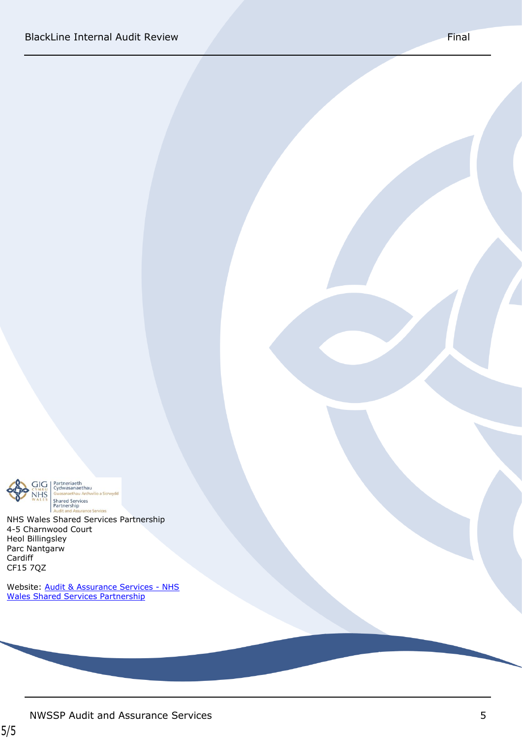Partneriaeth Cydwasanaethau
Gwasanaethau Archwilio a Sicrwydd
Shared Services Partnership
Audit and Assurance Services

NHS Wales Shared Services Partnership
4-5 Charnwood Court
Heol Billingsley
Parc Nantgarw
Cardiff
CF15 7QZ

Website: [Audit & Assurance Services - NHS Wales Shared Services Partnership]